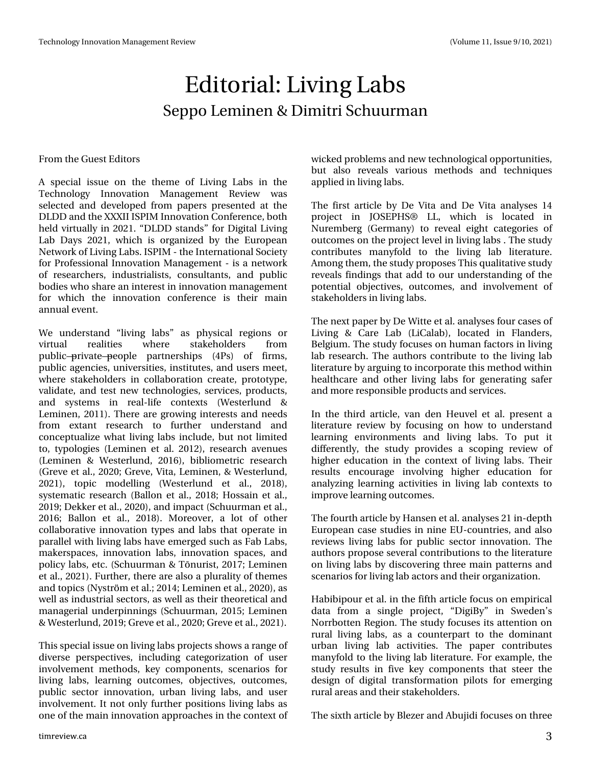# Editorial: Living Labs

## Seppo Leminen & Dimitri Schuurman

From the Guest Editors

A special issue on the theme of Living Labs in the Technology Innovation Management Review was selected and developed from papers presented at the DLDD and the XXXII ISPIM Innovation Conference, both held virtually in 2021. "DLDD stands" for Digital Living Lab Days 2021, which is organized by the European Network of Living Labs. ISPIM - the International Society for Professional Innovation Management - is a network of researchers, industrialists, consultants, and public bodies who share an interest in innovation management for which the innovation conference is their main annual event.

We understand "living labs" as physical regions or virtual realities where stakeholders from public–private–people partnerships (4Ps) of firms, public agencies, universities, institutes, and users meet, where stakeholders in collaboration create, prototype, validate, and test new technologies, services, products, and systems in real-life contexts (Westerlund & Leminen, 2011). There are growing interests and needs from extant research to further understand and conceptualize what living labs include, but not limited to, typologies (Leminen et al. 2012), research avenues (Leminen & Westerlund, 2016), bibliometric research (Greve et al., 2020; Greve, Vita, Leminen, & Westerlund, 2021), topic modelling (Westerlund et al., 2018), systematic research (Ballon et al., 2018; Hossain et al., 2019; Dekker et al., 2020), and impact (Schuurman et al., 2016; Ballon et al., 2018). Moreover, a lot of other collaborative innovation types and labs that operate in parallel with living labs have emerged such as Fab Labs, makerspaces, innovation labs, innovation spaces, and policy labs, etc. (Schuurman & Tõnurist, 2017; Leminen et al., 2021). Further, there are also a plurality of themes and topics (Nyström et al.; 2014; Leminen et al., 2020), as well as industrial sectors, as well as their theoretical and managerial underpinnings (Schuurman, 2015; Leminen & Westerlund, 2019; Greve et al., 2020; Greve et al., 2021).

This special issue on living labs projects shows a range of diverse perspectives, including categorization of user involvement methods, key components, scenarios for living labs, learning outcomes, objectives, outcomes, public sector innovation, urban living labs, and user involvement. It not only further positions living labs as one of the main innovation approaches in the context of wicked problems and new technological opportunities, but also reveals various methods and techniques applied in living labs.

The first article by De Vita and De Vita analyses 14 project in JOSEPHS® LL, which is located in Nuremberg (Germany) to reveal eight categories of outcomes on the project level in living labs . The study contributes manyfold to the living lab literature. Among them, the study proposes This qualitative study reveals findings that add to our understanding of the potential objectives, outcomes, and involvement of stakeholders in living labs.

The next paper by De Witte et al. analyses four cases of Living & Care Lab (LiCalab), located in Flanders, Belgium. The study focuses on human factors in living lab research. The authors contribute to the living lab literature by arguing to incorporate this method within healthcare and other living labs for generating safer and more responsible products and services.

In the third article, van den Heuvel et al. present a literature review by focusing on how to understand learning environments and living labs. To put it differently, the study provides a scoping review of higher education in the context of living labs. Their results encourage involving higher education for analyzing learning activities in living lab contexts to improve learning outcomes.

The fourth article by Hansen et al. analyses 21 in-depth European case studies in nine EU-countries, and also reviews living labs for public sector innovation. The authors propose several contributions to the literature on living labs by discovering three main patterns and scenarios for living lab actors and their organization.

Habibipour et al. in the fifth article focus on empirical data from a single project, "DigiBy" in Sweden's Norrbotten Region. The study focuses its attention on rural living labs, as a counterpart to the dominant urban living lab activities. The paper contributes manyfold to the living lab literature. For example, the study results in five key components that steer the design of digital transformation pilots for emerging rural areas and their stakeholders.

The sixth article by Blezer and Abujidi focuses on three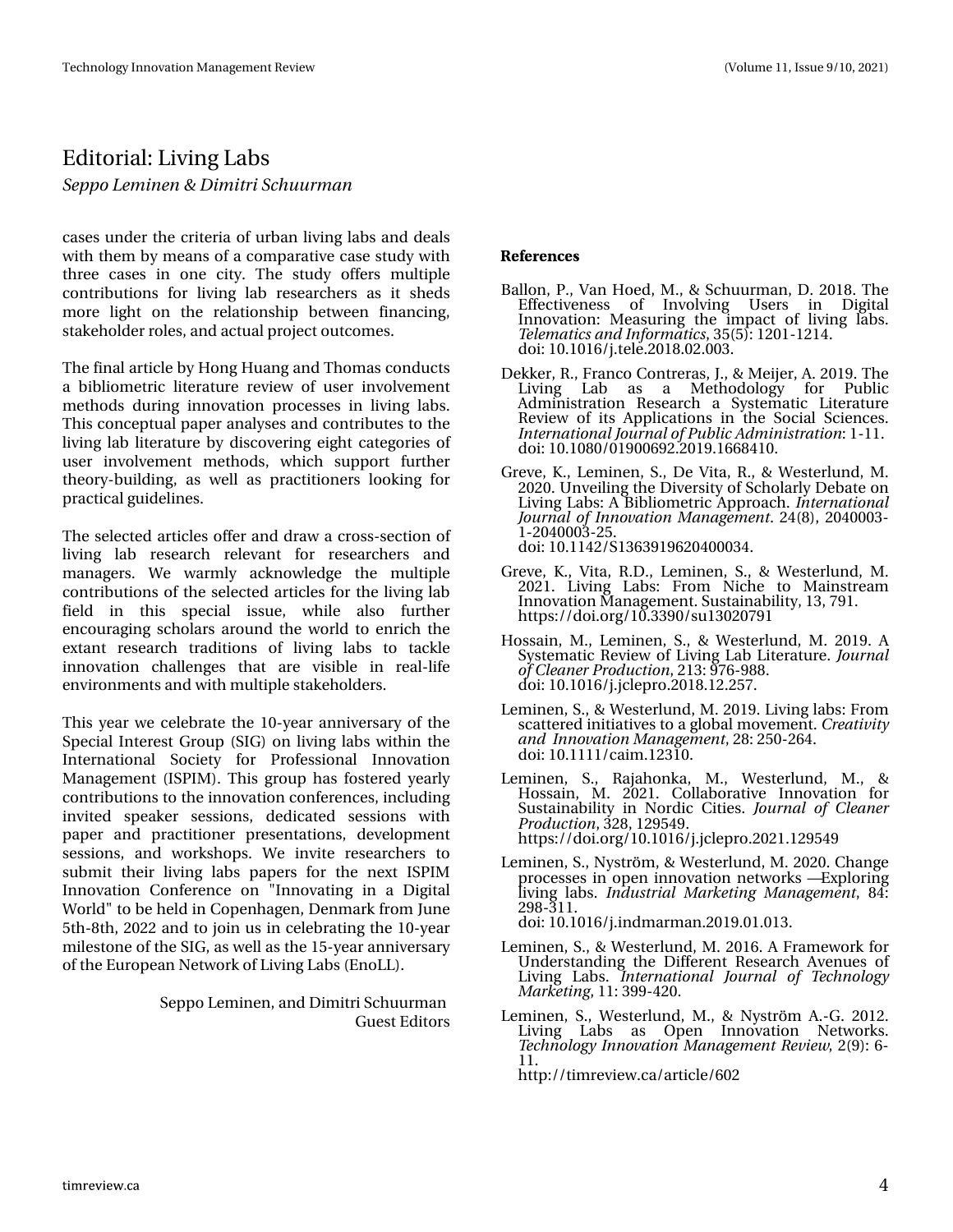# Editorial: Living Labs

*Seppo Leminen & Dimitri Schuurman*

cases under the criteria of urban living labs and deals with them by means of a comparative case study with three cases in one city. The study offers multiple contributions for living lab researchers as it sheds more light on the relationship between financing, stakeholder roles, and actual project outcomes.

The final article by Hong Huang and Thomas conducts a bibliometric literature review of user involvement methods during innovation processes in living labs. This conceptual paper analyses and contributes to the living lab literature by discovering eight categories of user involvement methods, which support further theory-building, as well as practitioners looking for practical guidelines.

The selected articles offer and draw a cross-section of living lab research relevant for researchers and managers. We warmly acknowledge the multiple contributions of the selected articles for the living lab field in this special issue, while also further encouraging scholars around the world to enrich the extant research traditions of living labs to tackle innovation challenges that are visible in real-life environments and with multiple stakeholders.

This year we celebrate the 10-year anniversary of the Special Interest Group (SIG) on living labs within the International Society for Professional Innovation Management (ISPIM). This group has fostered yearly contributions to the innovation conferences, including invited speaker sessions, dedicated sessions with paper and practitioner presentations, development sessions, and workshops. We invite researchers to submit their living labs papers for the next ISPIM Innovation Conference on "Innovating in a Digital World" to be held in Copenhagen, Denmark from June 5th-8th, 2022 and to join us in celebrating the 10-year milestone of the SIG, as well as the 15-year anniversary of the European Network of Living Labs (EnoLL).

Seppo Leminen, and Dimitri Schuurman
Guest Editors

**References**

Ballon, P., Van Hoed, M., & Schuurman, D. 2018. The Effectiveness of Involving Users in Digital Innovation: Measuring the impact of living labs. *Telematics and Informatics*, 35(5): 1201-1214. doi: 10.1016/j.tele.2018.02.003.

Dekker, R., Franco Contreras, J., & Meijer, A. 2019. The Living Lab as a Methodology for Public Administration Research a Systematic Literature Review of its Applications in the Social Sciences. *International Journal of Public Administration*: 1-11. doi: 10.1080/01900692.2019.1668410.

Greve, K., Leminen, S., De Vita, R., & Westerlund, M. 2020. Unveiling the Diversity of Scholarly Debate on Living Labs: A Bibliometric Approach. *International Journal of Innovation Management*. 24(8), 2040003-1-2040003-25. doi: 10.1142/S1363919620400034.

Greve, K., Vita, R.D., Leminen, S., & Westerlund, M. 2021. Living Labs: From Niche to Mainstream Innovation Management. Sustainability, 13, 791. https://doi.org/10.3390/su13020791

Hossain, M., Leminen, S., & Westerlund, M. 2019. A Systematic Review of Living Lab Literature. *Journal of Cleaner Production*, 213: 976-988. doi: 10.1016/j.jclepro.2018.12.257.

Leminen, S., & Westerlund, M. 2019. Living labs: From scattered initiatives to a global movement. *Creativity and Innovation Management*, 28: 250-264. doi: 10.1111/caim.12310.

Leminen, S., Rajahonka, M., Westerlund, M., & Hossain, M. 2021. Collaborative Innovation for Sustainability in Nordic Cities. *Journal of Cleaner Production*, 328, 129549. https://doi.org/10.1016/j.jclepro.2021.129549

Leminen, S., Nyström, & Westerlund, M. 2020. Change processes in open innovation networks —Exploring living labs. *Industrial Marketing Management*, 84: 298-311. doi: 10.1016/j.indmarman.2019.01.013.

Leminen, S., & Westerlund, M. 2016. A Framework for Understanding the Different Research Avenues of Living Labs. *International Journal of Technology Marketing*, 11: 399-420.

Leminen, S., Westerlund, M., & Nyström A.-G. 2012. Living Labs as Open Innovation Networks. *Technology Innovation Management Review*, 2(9): 6-11. http://timreview.ca/article/602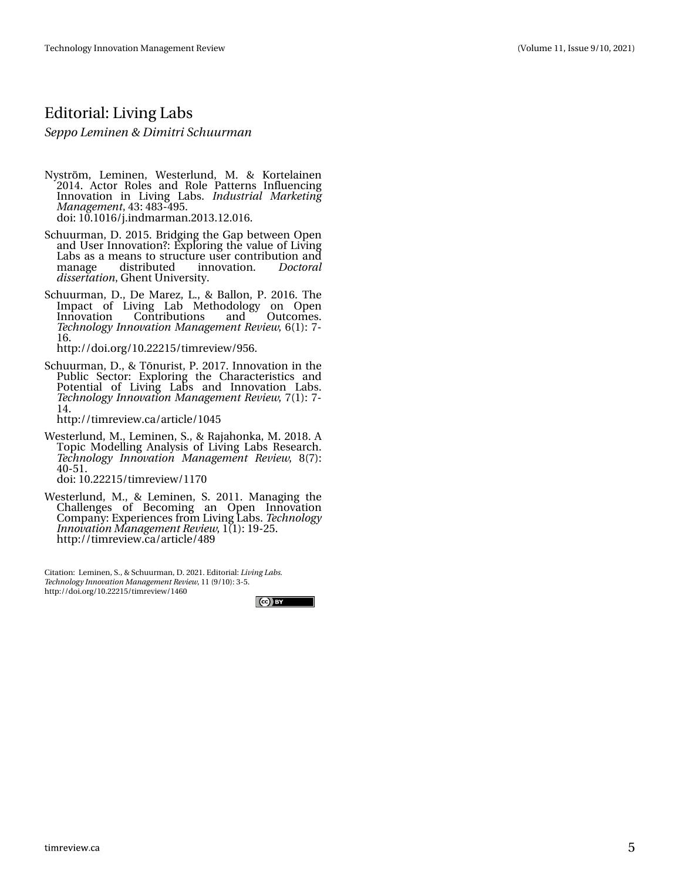# Editorial: Living Labs

*Seppo Leminen & Dimitri Schuurman*

Nyström, Leminen, Westerlund, M. & Kortelainen 2014. Actor Roles and Role Patterns Influencing Innovation in Living Labs. *Industrial Marketing Management*, 43: 483-495. doi: 10.1016/j.indmarman.2013.12.016.

Schuurman, D. 2015. Bridging the Gap between Open and User Innovation?: Exploring the value of Living Labs as a means to structure user contribution and manage distributed innovation. *Doctoral dissertation*, Ghent University.

Schuurman, D., De Marez, L., & Ballon, P. 2016. The Impact of Living Lab Methodology on Open Innovation Contributions and Outcomes. *Technology Innovation Management Review*, 6(1): 7-16. http://doi.org/10.22215/timreview/956.

Schuurman, D., & Tõnurist, P. 2017. Innovation in the Public Sector: Exploring the Characteristics and Potential of Living Labs and Innovation Labs. *Technology Innovation Management Review*, 7(1): 7-14. http://timreview.ca/article/1045

Westerlund, M., Leminen, S., & Rajahonka, M. 2018. A Topic Modelling Analysis of Living Labs Research. *Technology Innovation Management Review*, 8(7): 40-51. doi: 10.22215/timreview/1170

Westerlund, M., & Leminen, S. 2011. Managing the Challenges of Becoming an Open Innovation Company: Experiences from Living Labs. *Technology Innovation Management Review*, 1(1): 19-25. http://timreview.ca/article/489

Citation: Leminen, S., & Schuurman, D. 2021. Editorial: *Living Labs*. *Technology Innovation Management Review*, 11 (9/10): 3-5. http://doi.org/10.22215/timreview/1460